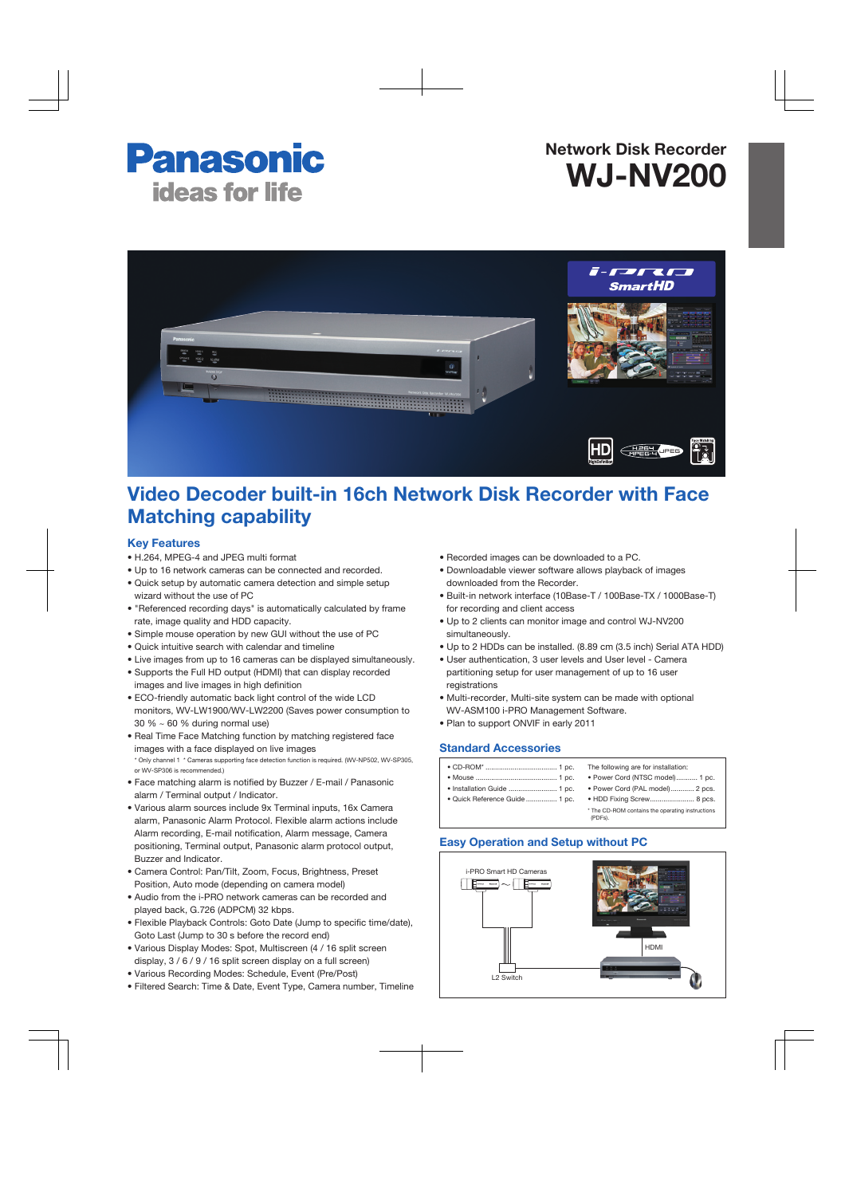Panasonic
ideas for life

# Network Disk Recorder
# WJ-NV200

## Video Decoder built-in 16ch Network Disk Recorder with Face Matching capability

### Key Features

- H.264, MPEG-4 and JPEG multi format
- Up to 16 network cameras can be connected and recorded.
- Quick setup by automatic camera detection and simple setup wizard without the use of PC
- "Referenced recording days" is automatically calculated by frame rate, image quality and HDD capacity.
- Simple mouse operation by new GUI without the use of PC
- Quick intuitive search with calendar and timeline
- Live images from up to 16 cameras can be displayed simultaneously.
- Supports the Full HD output (HDMI) that can display recorded images and live images in high definition
- ECO-friendly automatic back light control of the wide LCD monitors, WV-LW1900/WV-LW2200 (Saves power consumption to 30 % ~ 60 % during normal use)
- Real Time Face Matching function by matching registered face images with a face displayed on live images
  * Only channel 1 * Cameras supporting face detection function is required. (WV-NP502, WV-SP305, or WV-SP306 is recommended.)
- Face matching alarm is notified by Buzzer / E-mail / Panasonic alarm / Terminal output / Indicator.
- Various alarm sources include 9x Terminal inputs, 16x Camera alarm, Panasonic Alarm Protocol. Flexible alarm actions include Alarm recording, E-mail notification, Alarm message, Camera positioning, Terminal output, Panasonic alarm protocol output, Buzzer and Indicator.
- Camera Control: Pan/Tilt, Zoom, Focus, Brightness, Preset Position, Auto mode (depending on camera model)
- Audio from the i-PRO network cameras can be recorded and played back, G.726 (ADPCM) 32 kbps.
- Flexible Playback Controls: Goto Date (Jump to specific time/date), Goto Last (Jump to 30 s before the record end)
- Various Display Modes: Spot, Multiscreen (4 / 16 split screen display, 3 / 6 / 9 / 16 split screen display on a full screen)
- Various Recording Modes: Schedule, Event (Pre/Post)
- Filtered Search: Time & Date, Event Type, Camera number, Timeline
- Recorded images can be downloaded to a PC.
- Downloadable viewer software allows playback of images downloaded from the Recorder.
- Built-in network interface (10Base-T / 100Base-TX / 1000Base-T) for recording and client access
- Up to 2 clients can monitor image and control WJ-NV200 simultaneously.
- Up to 2 HDDs can be installed. (8.89 cm (3.5 inch) Serial ATA HDD)
- User authentication, 3 user levels and User level - Camera partitioning setup for user management of up to 16 user registrations
- Multi-recorder, Multi-site system can be made with optional WV-ASM100 i-PRO Management Software.
- Plan to support ONVIF in early 2011

### Standard Accessories

| | The following are for installation: |
|---|---|
| • CD-ROM* ........ 1 pc. | • Power Cord (NTSC model) ........ 1 pc. |
| • Mouse ........ 1 pc. | • Power Cord (PAL model) ........ 2 pcs. |
| • Installation Guide ........ 1 pc. | • HDD Fixing Screw ........ 8 pcs. |
| • Quick Reference Guide ........ 1 pc. | |

* The CD-ROM contains the operating instructions (PDFs).

### Easy Operation and Setup without PC

i-PRO Smart HD Cameras

L2 Switch

HDMI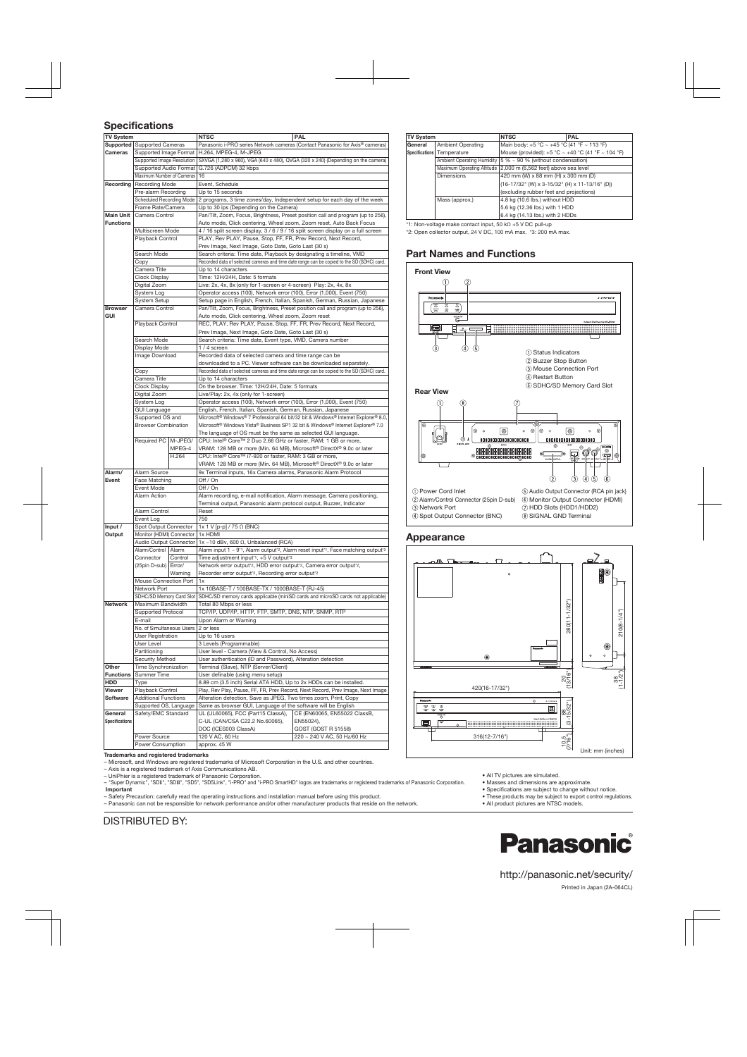## Specifications

| TV System | | | NTSC | PAL |
|---|---|---|---|---|
| Supported Cameras | Supported Cameras | | Panasonic i-PRO series Network cameras (Contact Panasonic for Axis® cameras) | |
| | Supported Image Format | | H.264, MPEG-4, M-JPEG | |
| | Supported Image Resolution | | SXVGA (1,280 x 960), VGA (640 x 480), QVGA (320 x 240) (Depending on the camera) | |
| | Supported Audio Format | | G.726 (ADPCM) 32 kbps | |
| | Maximum Number of Cameras | | 16 | |
| Recording | Recording Mode | | Event, Schedule | |
| | Pre-alarm Recording | | Up to 15 seconds | |
| | Scheduled Recording Mode | | 2 programs, 3 time zones/day, Independent setup for each day of the week | |
| | Frame Rate/Camera | | Up to 30 ips (Depending on the Camera) | |
| Main Unit Functions | Camera Control | | Pan/Tilt, Zoom, Focus, Brightness, Preset position call and program (up to 256), Auto mode, Click centering, Wheel zoom, Zoom reset, Auto Back Focus | |
| | Multiscreen Mode | | 4 / 16 split screen display, 3 / 6 / 9 / 16 split screen display on a full screen | |
| | Playback Control | | PLAY, Rev PLAY, Pause, Stop, FF, FR, Prev Record, Next Record, Prev Image, Next Image, Goto Date, Goto Last (30 s) | |
| | Search Mode | | Search criteria: Time date, Playback by designating a timeline, VMD | |
| | Copy | | Recorded data of selected cameras and time date range can be copied to the SD (SDHC) card. | |
| | Camera Title | | Up to 14 characters | |
| | Clock Display | | Time: 12H/24H, Date: 5 formats | |
| | Digital Zoom | | Live: 2x, 4x, 8x (only for 1-screen or 4-screen) Play: 2x, 4x, 8x | |
| | System Log | | Operator access (100), Network error (100), Error (1,000), Event (750) | |
| | System Setup | | Setup page in English, French, Italian, Spanish, German, Russian, Japanese | |
| Browser GUI | Camera Control | | Pan/Tilt, Zoom, Focus, Brightness, Preset position call and program (up to 256), Auto mode, Click centering, Wheel zoom, Zoom reset | |
| | Playback Control | | REC, PLAY, Rev PLAY, Pause, Stop, FF, FR, Prev Record, Next Record, Prev Image, Next Image, Goto Date, Goto Last (30 s) | |
| | Search Mode | | Search criteria: Time date, Event type, VMD, Camera number | |
| | Display Mode | | 1 / 4 screen | |
| | Image Download | | Recorded data of selected camera and time range can be downloaded to a PC. Viewer software can be downloaded separately. | |
| | Copy | | Recorded data of selected cameras and time date range can be copied to the SD (SDHC) card. | |
| | Camera Title | | Up to 14 characters | |
| | Clock Display | | On the browser. Time: 12H/24H, Date: 5 formats | |
| | Digital Zoom | | Live/Play: 2x, 4x (only for 1-screen) | |
| | System Log | | Operator access (100), Network error (100), Error (1,000), Event (750) | |
| | GUI Language | | English, French, Italian, Spanish, German, Russian, Japanese | |
| | Supported OS and Browser Combination | | Microsoft® Windows® 7 Professional 64 bit/32 bit & Windows® Internet Explorer® 8.0, Microsoft® Windows Vista® Business SP1 32 bit & Windows® Internet Explorer® 7.0 The language of OS must be the same as selected GUI language. | |
| | Required PC | M-JPEG/ MPEG-4 | CPU: Intel® Core™ 2 Duo 2.66 GHz or faster, RAM: 1 GB or more, VRAM: 128 MB or more (Min. 64 MB), Microsoft® DirectX® 9.0c or later | |
| | | H.264 | CPU: Intel® Core™ i7-920 or faster, RAM: 3 GB or more, VRAM: 128 MB or more (Min. 64 MB), Microsoft® DirectX® 9.0c or later | |
| Alarm/ Event | Alarm Source | | 9x Terminal inputs, 16x Camera alarms, Panasonic Alarm Protocol | |
| | Face Matching | | Off / On | |
| | Event Mode | | Off / On | |
| | Alarm Action | | Alarm recording, e-mail notification, Alarm message, Camera positioning, Terminal output, Panasonic alarm protocol output, Buzzer, Indicator | |
| | Alarm Control | | Reset | |
| | Event Log | | 750 | |
| Input / Output | Spot Output Connector | | 1x 1 V [p-p] / 75 Ω (BNC) | |
| | Monitor (HDMI) Connector | | 1x HDMI | |
| | Audio Output Connector | | 1x –10 dBv, 600 Ω, Unbalanced (RCA) | |
| | Alarm/Control Connector (25pin D-sub) | Alarm | Alarm input 1 ~ 9*1, Alarm output*2, Alarm reset input*1, Face matching output*2 | |
| | | Control | Time adjustment input*1, +5 V output*3 | |
| | | Error/ Warning | Network error output*2, HDD error output*2, Camera error output*2, Recorder error output*2, Recording error output*2 | |
| | Mouse Connection Port | | 1x | |
| | Network Port | | 1x 10BASE-T / 100BASE-TX / 1000BASE-T (RJ-45) | |
| | SDHC/SD Memory Card Slot | | SDHC/SD memory cards applicable (miniSD cards and microSD cards not applicable) | |
| Network | Maximum Bandwidth | | Total 80 Mbps or less | |
| | Supported Protocol | | TCP/IP, UDP/IP, HTTP, FTP, SMTP, DNS, NTP, SNMP, RTP | |
| | E-mail | | Upon Alarm or Warning | |
| | No. of Simultaneous Users | | 2 or less | |
| | User Registration | | Up to 16 users | |
| | User Level | | 3 Levels (Programmable) | |
| | Partitioning | | User level - Camera (View & Control, No Access) | |
| | Security Method | | User authentication (ID and Password), Alteration detection | |
| Other Functions | Time Synchronization | | Terminal (Slave), NTP (Server/Client) | |
| | Summer Time | | User definable (using menu setup) | |
| HDD | Type | | 8.89 cm (3.5 inch) Serial ATA HDD, Up to 2x HDDs can be installed. | |
| Viewer Software | Playback Control | | Play, Rev Play, Pause, FF, FR, Prev Record, Next Record, Prev Image, Next Image | |
| | Additional Functions | | Alteration detection, Save as JPEG, Two times zoom, Print, Copy | |
| | Supported OS, Language | | Same as browser GUI, Language of the software will be English | |
| General Specifications | Safety/EMC Standard | | UL (UL60065), FCC (Part15 ClassA), C-UL (CAN/CSA C22.2 No.60065), DOC (ICES003 ClassA) | CE (EN60065, EN55022 ClassB, EN55024), GOST (GOST R 51558) |
| | Power Source | | 120 V AC, 60 Hz | 220 – 240 V AC, 50 Hz/60 Hz |
| | Power Consumption | | approx. 45 W | |
| | Ambient Operating Temperature | | Main body: +5 °C ~ +45 °C (41 °F ~ 113 °F) Mouse (provided): +5 °C ~ +40 °C (41 °F ~ 104 °F) | |
| | Ambient Operating Humidity | | 5 % ~ 90 % (without condensation) | |
| | Maximum Operating Altitude | | 2,000 m (6,562 feet) above sea level | |
| | Dimensions | | 420 mm (W) x 88 mm (H) x 300 mm (D) (16-17/32" (W) x 3-15/32" (H) x 11-13/16" (D)) (excluding rubber feet and projections) | |
| | Mass (approx.) | | 4.8 kg (10.6 lbs.) without HDD 5.6 kg (12.36 lbs.) with 1 HDD 6.4 kg (14.13 lbs.) with 2 HDDs | |

*1: Non-voltage make contact input, 50 kΩ +5 V DC pull-up
*2: Open collector output, 24 V DC, 100 mA max. *3: 200 mA max.

## Part Names and Functions

**Front View**

① Status Indicators
② Buzzer Stop Button
③ Mouse Connection Port
④ Restart Button
⑤ SDHC/SD Memory Card Slot

**Rear View**

① Power Cord Inlet
② Alarm/Control Connector (25pin D-sub)
③ Network Port
④ Spot Output Connector (BNC)
⑤ Audio Output Connector (RCA pin jack)
⑥ Monitor Output Connector (HDMI)
⑦ HDD Slots (HDD1/HDD2)
⑧ SIGNAL GND Terminal

## Appearance

280(11-1/32")
210(8-1/4")
20 (13/16")
38 (1-1/2")
420(16-17/32")
88 (3-15/32")
316(12-7/16")
10.5 (7/16")
Unit: mm (inches)

**Trademarks and registered trademarks**
– Microsoft, and Windows are registered trademarks of Microsoft Corporation in the U.S. and other countries.
– Axis is a registered trademark of Axis Communications AB.
– UniPhier is a registered trademark of Panasonic Corporation.
– "Super Dynamic", "SDⅢ", "SDⅡ", "SD5", "SD5Link", "i-PRO" and "i-PRO SmartHD" logos are trademarks or registered trademarks of Panasonic Corporation.

**Important**
– Safety Precaution: carefully read the operating instructions and installation manual before using this product.
– Panasonic can not be responsible for network performance and/or other manufacturer products that reside on the network.

- All TV pictures are simulated.
- Masses and dimensions are approximate.
- Specifications are subject to change without notice.
- These products may be subject to export control regulations.
- All product pictures are NTSC models.

DISTRIBUTED BY:

Panasonic

http://panasonic.net/security/

Printed in Japan (2A-064CL)